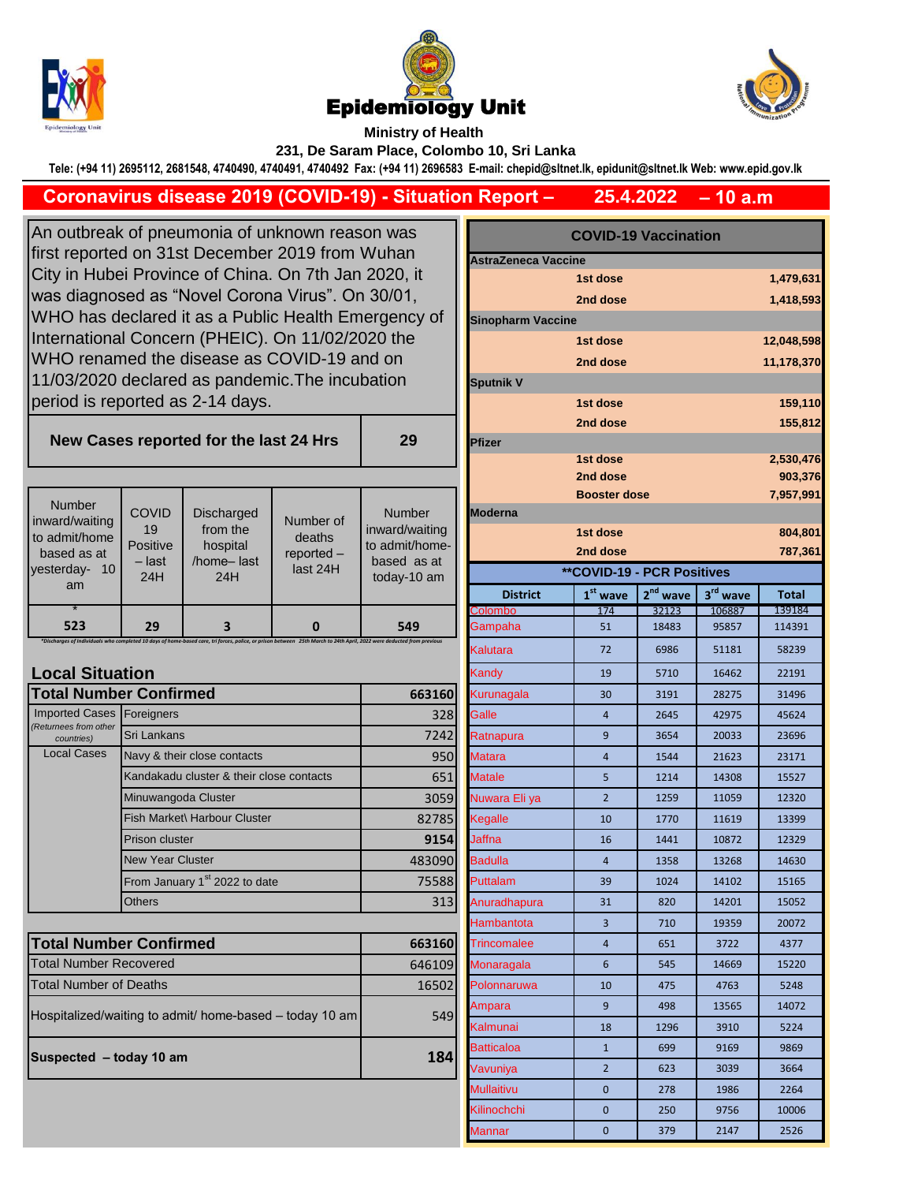# Epidemiology Unit

**Ministry of Health**

**231, De Saram Place, Colombo 10, Sri Lanka**

**Tele: (+94 11) 2695112, 2681548, 4740490, 4740491, 4740492 Fax: (+94 11) 2696583 E-mail: chepid@sltnet.lk, epidunit@sltnet.lk Web: www.epid.gov.lk**

## Coronavirus disease 2019 (COVID-19) - Situation Report – 25.4.2022 – 10 a.m

An outbreak of pneumonia of unknown reason was first reported on 31st December 2019 from Wuhan City in Hubei Province of China. On 7th Jan 2020, it was diagnosed as "Novel Corona Virus". On 30/01, WHO has declared it as a Public Health Emergency of International Concern (PHEIC). On 11/02/2020 the WHO renamed the disease as COVID-19 and on 11/03/2020 declared as pandemic.The incubation period is reported as 2-14 days.

| **New Cases reported for the last 24 Hrs** | **29** |
|---|---|

| Number inward/waiting to admit/home based as at yesterday- 10 am | COVID 19 Positive – last 24H | Discharged from the hospital /home– last 24H | Number of deaths reported – last 24H | Number inward/waiting to admit/home-based as at today-10 am |
|---|---|---|---|---|
| * 523 | 29 | 3 | 0 | 549 |

*Discharges of Individuals who completed 10 days of home-based care, tri forces, police, or prison between 25th March to 24th April, 2022 were deducted from previous

### Local Situation

| **Total Number Confirmed** | | **663160** |
|---|---|---|
| Imported Cases (Returnees from other countries) | Foreigners | 328 |
| | Sri Lankans | 7242 |
| Local Cases | Navy & their close contacts | 950 |
| | Kandakadu cluster & their close contacts | 651 |
| | Minuwangoda Cluster | 3059 |
| | Fish Market\ Harbour Cluster | 82785 |
| | Prison cluster | 9154 |
| | New Year Cluster | 483090 |
| | From January 1st 2022 to date | 75588 |
| | Others | 313 |

| **Total Number Confirmed** | **663160** |
|---|---|
| Total Number Recovered | 646109 |
| Total Number of Deaths | 16502 |
| Hospitalized/waiting to admit/ home-based – today 10 am | 549 |
| **Suspected – today 10 am** | **184** |

### COVID-19 Vaccination

| Vaccine | Dose | Number |
|---|---|---|
| **AstraZeneca Vaccine** | | |
| | 1st dose | 1,479,631 |
| | 2nd dose | 1,418,593 |
| **Sinopharm Vaccine** | | |
| | 1st dose | 12,048,598 |
| | 2nd dose | 11,178,370 |
| **Sputnik V** | | |
| | 1st dose | 159,110 |
| | 2nd dose | 155,812 |
| **Pfizer** | | |
| | 1st dose | 2,530,476 |
| | 2nd dose | 903,376 |
| | Booster dose | 7,957,991 |
| **Moderna** | | |
| | 1st dose | 804,801 |
| | 2nd dose | 787,361 |

### **COVID-19 - PCR Positives

| District | 1st wave | 2nd wave | 3rd wave | Total |
|---|---|---|---|---|
| Colombo | 174 | 32123 | 106887 | 139184 |
| Gampaha | 51 | 18483 | 95857 | 114391 |
| Kalutara | 72 | 6986 | 51181 | 58239 |
| Kandy | 19 | 5710 | 16462 | 22191 |
| Kurunagala | 30 | 3191 | 28275 | 31496 |
| Galle | 4 | 2645 | 42975 | 45624 |
| Ratnapura | 9 | 3654 | 20033 | 23696 |
| Matara | 4 | 1544 | 21623 | 23171 |
| Matale | 5 | 1214 | 14308 | 15527 |
| Nuwara Eli ya | 2 | 1259 | 11059 | 12320 |
| Kegalle | 10 | 1770 | 11619 | 13399 |
| Jaffna | 16 | 1441 | 10872 | 12329 |
| Badulla | 4 | 1358 | 13268 | 14630 |
| Puttalam | 39 | 1024 | 14102 | 15165 |
| Anuradhapura | 31 | 820 | 14201 | 15052 |
| Hambantota | 3 | 710 | 19359 | 20072 |
| Trincomalee | 4 | 651 | 3722 | 4377 |
| Monaragala | 6 | 545 | 14669 | 15220 |
| Polonnaruwa | 10 | 475 | 4763 | 5248 |
| Ampara | 9 | 498 | 13565 | 14072 |
| Kalmunai | 18 | 1296 | 3910 | 5224 |
| Batticaloa | 1 | 699 | 9169 | 9869 |
| Vavuniya | 2 | 623 | 3039 | 3664 |
| Mullaitivu | 0 | 278 | 1986 | 2264 |
| Kilinochchi | 0 | 250 | 9756 | 10006 |
| Mannar | 0 | 379 | 2147 | 2526 |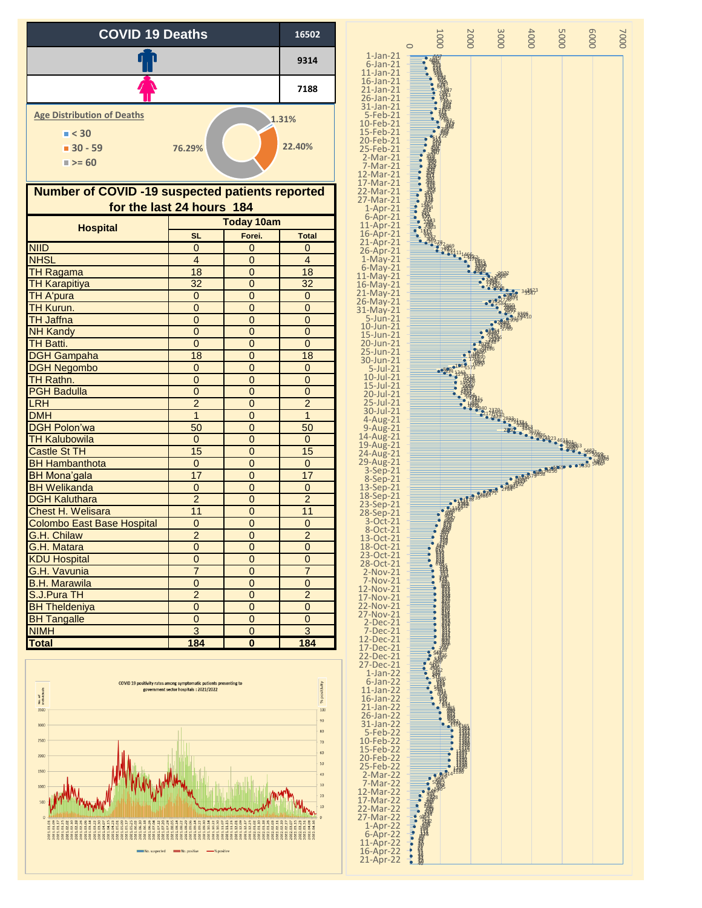| COVID 19 Deaths | 16502 |
|---|---|
| Male | 9314 |
| Female | 7188 |

**Age Distribution of Deaths**

- < 30
- 30 - 59
- >= 60

1.31%
22.40%
76.29%

## Number of COVID -19 suspected patients reported for the last 24 hours 184

| Hospital | Today 10am | | |
|---|---|---|---|
| | SL | Forei. | Total |
| NIID | 0 | 0 | 0 |
| NHSL | 4 | 0 | 4 |
| TH Ragama | 18 | 0 | 18 |
| TH Karapitiya | 32 | 0 | 32 |
| TH A'pura | 0 | 0 | 0 |
| TH Kurun. | 0 | 0 | 0 |
| TH Jaffna | 0 | 0 | 0 |
| NH Kandy | 0 | 0 | 0 |
| TH Batti. | 0 | 0 | 0 |
| DGH Gampaha | 18 | 0 | 18 |
| DGH Negombo | 0 | 0 | 0 |
| TH Rathn. | 0 | 0 | 0 |
| PGH Badulla | 0 | 0 | 0 |
| LRH | 2 | 0 | 2 |
| DMH | 1 | 0 | 1 |
| DGH Polon'wa | 50 | 0 | 50 |
| TH Kalubowila | 0 | 0 | 0 |
| Castle St TH | 15 | 0 | 15 |
| BH Hambanthota | 0 | 0 | 0 |
| BH Mona'gala | 17 | 0 | 17 |
| BH Welikanda | 0 | 0 | 0 |
| DGH Kaluthara | 2 | 0 | 2 |
| Chest H. Welisara | 11 | 0 | 11 |
| Colombo East Base Hospital | 0 | 0 | 0 |
| G.H. Chilaw | 2 | 0 | 2 |
| G.H. Matara | 0 | 0 | 0 |
| KDU Hospital | 0 | 0 | 0 |
| G.H. Vavunia | 7 | 0 | 7 |
| B.H. Marawila | 0 | 0 | 0 |
| S.J.Pura TH | 2 | 0 | 2 |
| BH Theldeniya | 0 | 0 | 0 |
| BH Tangalle | 0 | 0 | 0 |
| NIMH | 3 | 0 | 3 |
| **Total** | **184** | **0** | **184** |

COVID 19 positivity rates among symptomatic patients presenting to government sector hospitals : 2021/2022

No. suspected
No. positive
% positive